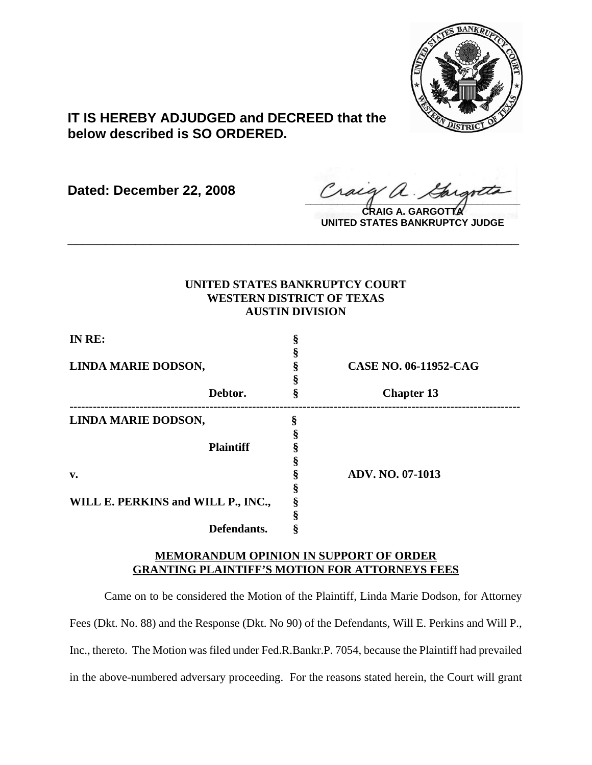**IT IS HEREBY ADJUDGED and DECREED that the below described is SO ORDERED.**

**Dated: December 22, 2008**

**CRAIG A. GARGOTTA**
**UNITED STATES BANKRUPTCY JUDGE**

---

**UNITED STATES BANKRUPTCY COURT**
**WESTERN DISTRICT OF TEXAS**
**AUSTIN DIVISION**

| | | |
|---|---|---|
| **IN RE:** | § | |
| | § | |
| **LINDA MARIE DODSON,** | § | **CASE NO. 06-11952-CAG** |
| | § | |
| **Debtor.** | § | **Chapter 13** |

---

| | | |
|---|---|---|
| **LINDA MARIE DODSON,** | § | |
| | § | |
| **Plaintiff** | § | |
| | § | |
| **v.** | § | **ADV. NO. 07-1013** |
| | § | |
| **WILL E. PERKINS and WILL P., INC.,** | § | |
| | § | |
| **Defendants.** | § | |

**MEMORANDUM OPINION IN SUPPORT OF ORDER GRANTING PLAINTIFF'S MOTION FOR ATTORNEYS FEES**

Came on to be considered the Motion of the Plaintiff, Linda Marie Dodson, for Attorney Fees (Dkt. No. 88) and the Response (Dkt. No 90) of the Defendants, Will E. Perkins and Will P., Inc., thereto. The Motion was filed under Fed.R.Bankr.P. 7054, because the Plaintiff had prevailed in the above-numbered adversary proceeding. For the reasons stated herein, the Court will grant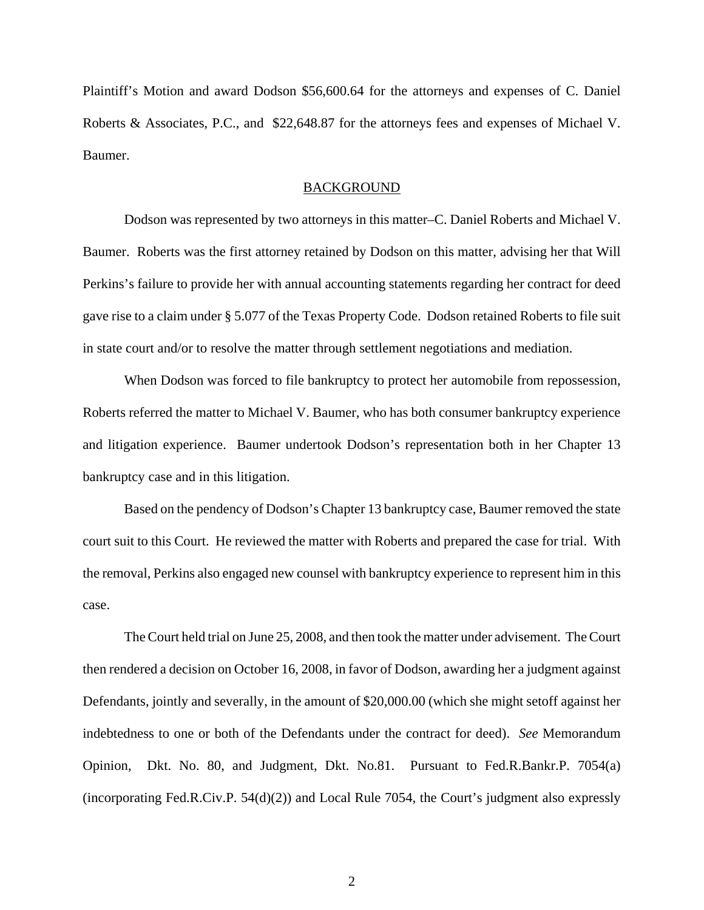Plaintiff's Motion and award Dodson $56,600.64 for the attorneys and expenses of C. Daniel Roberts & Associates, P.C., and  $22,648.87 for the attorneys fees and expenses of Michael V. Baumer.

## BACKGROUND

Dodson was represented by two attorneys in this matter–C. Daniel Roberts and Michael V. Baumer. Roberts was the first attorney retained by Dodson on this matter, advising her that Will Perkins's failure to provide her with annual accounting statements regarding her contract for deed gave rise to a claim under § 5.077 of the Texas Property Code. Dodson retained Roberts to file suit in state court and/or to resolve the matter through settlement negotiations and mediation.

When Dodson was forced to file bankruptcy to protect her automobile from repossession, Roberts referred the matter to Michael V. Baumer, who has both consumer bankruptcy experience and litigation experience. Baumer undertook Dodson's representation both in her Chapter 13 bankruptcy case and in this litigation.

Based on the pendency of Dodson's Chapter 13 bankruptcy case, Baumer removed the state court suit to this Court. He reviewed the matter with Roberts and prepared the case for trial. With the removal, Perkins also engaged new counsel with bankruptcy experience to represent him in this case.

The Court held trial on June 25, 2008, and then took the matter under advisement. The Court then rendered a decision on October 16, 2008, in favor of Dodson, awarding her a judgment against Defendants, jointly and severally, in the amount of $20,000.00 (which she might setoff against her indebtedness to one or both of the Defendants under the contract for deed). *See* Memorandum Opinion, Dkt. No. 80, and Judgment, Dkt. No.81. Pursuant to Fed.R.Bankr.P. 7054(a) (incorporating Fed.R.Civ.P. 54(d)(2)) and Local Rule 7054, the Court's judgment also expressly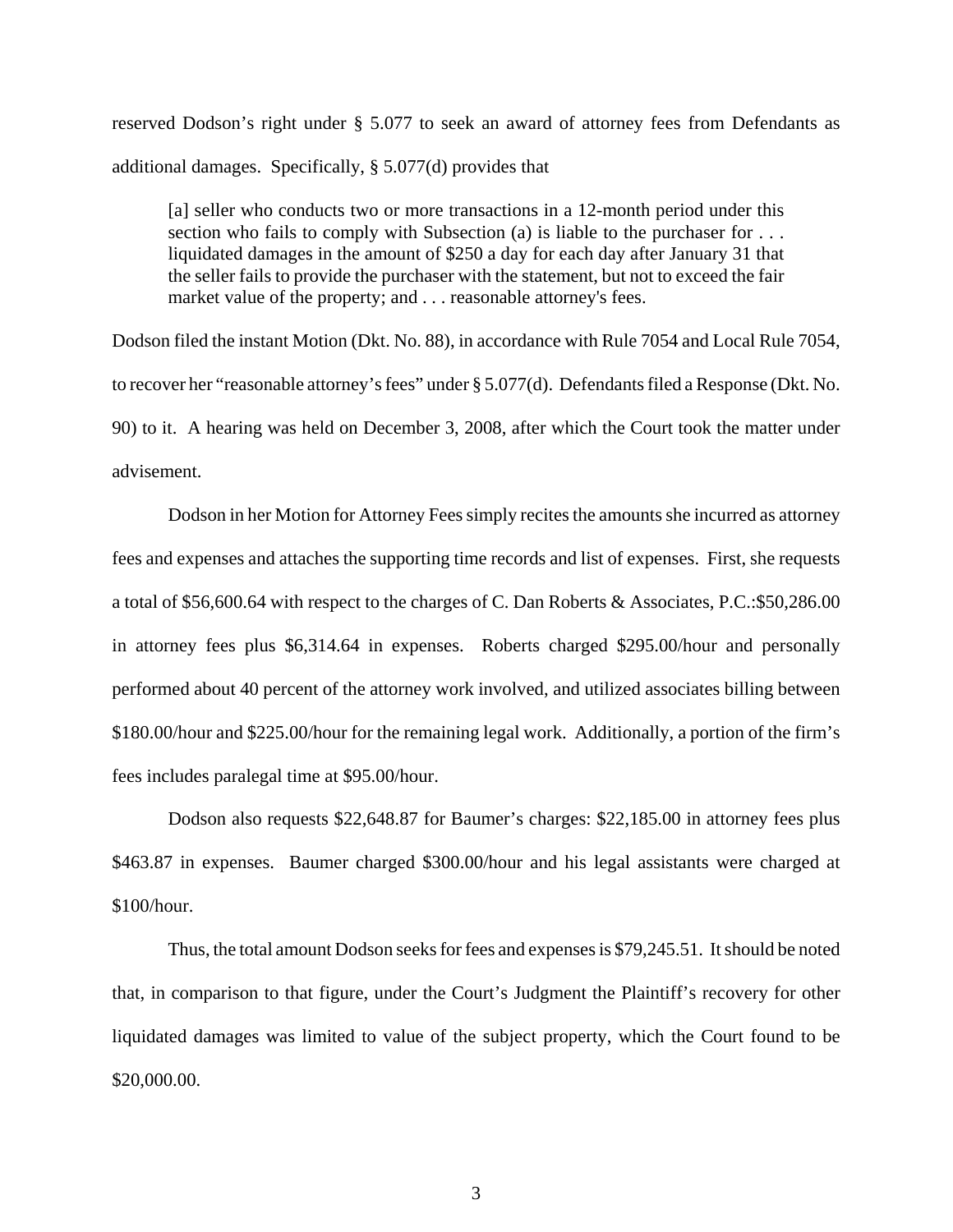reserved Dodson's right under § 5.077 to seek an award of attorney fees from Defendants as additional damages. Specifically, § 5.077(d) provides that

> [a] seller who conducts two or more transactions in a 12-month period under this section who fails to comply with Subsection (a) is liable to the purchaser for . . . liquidated damages in the amount of $250 a day for each day after January 31 that the seller fails to provide the purchaser with the statement, but not to exceed the fair market value of the property; and . . . reasonable attorney's fees.

Dodson filed the instant Motion (Dkt. No. 88), in accordance with Rule 7054 and Local Rule 7054, to recover her "reasonable attorney's fees" under § 5.077(d). Defendants filed a Response (Dkt. No. 90) to it. A hearing was held on December 3, 2008, after which the Court took the matter under advisement.

Dodson in her Motion for Attorney Fees simply recites the amounts she incurred as attorney fees and expenses and attaches the supporting time records and list of expenses. First, she requests a total of $56,600.64 with respect to the charges of C. Dan Roberts & Associates, P.C.:$50,286.00 in attorney fees plus $6,314.64 in expenses. Roberts charged $295.00/hour and personally performed about 40 percent of the attorney work involved, and utilized associates billing between $180.00/hour and $225.00/hour for the remaining legal work. Additionally, a portion of the firm's fees includes paralegal time at $95.00/hour.

Dodson also requests $22,648.87 for Baumer's charges: $22,185.00 in attorney fees plus $463.87 in expenses. Baumer charged $300.00/hour and his legal assistants were charged at $100/hour.

Thus, the total amount Dodson seeks for fees and expenses is $79,245.51. It should be noted that, in comparison to that figure, under the Court's Judgment the Plaintiff's recovery for other liquidated damages was limited to value of the subject property, which the Court found to be $20,000.00.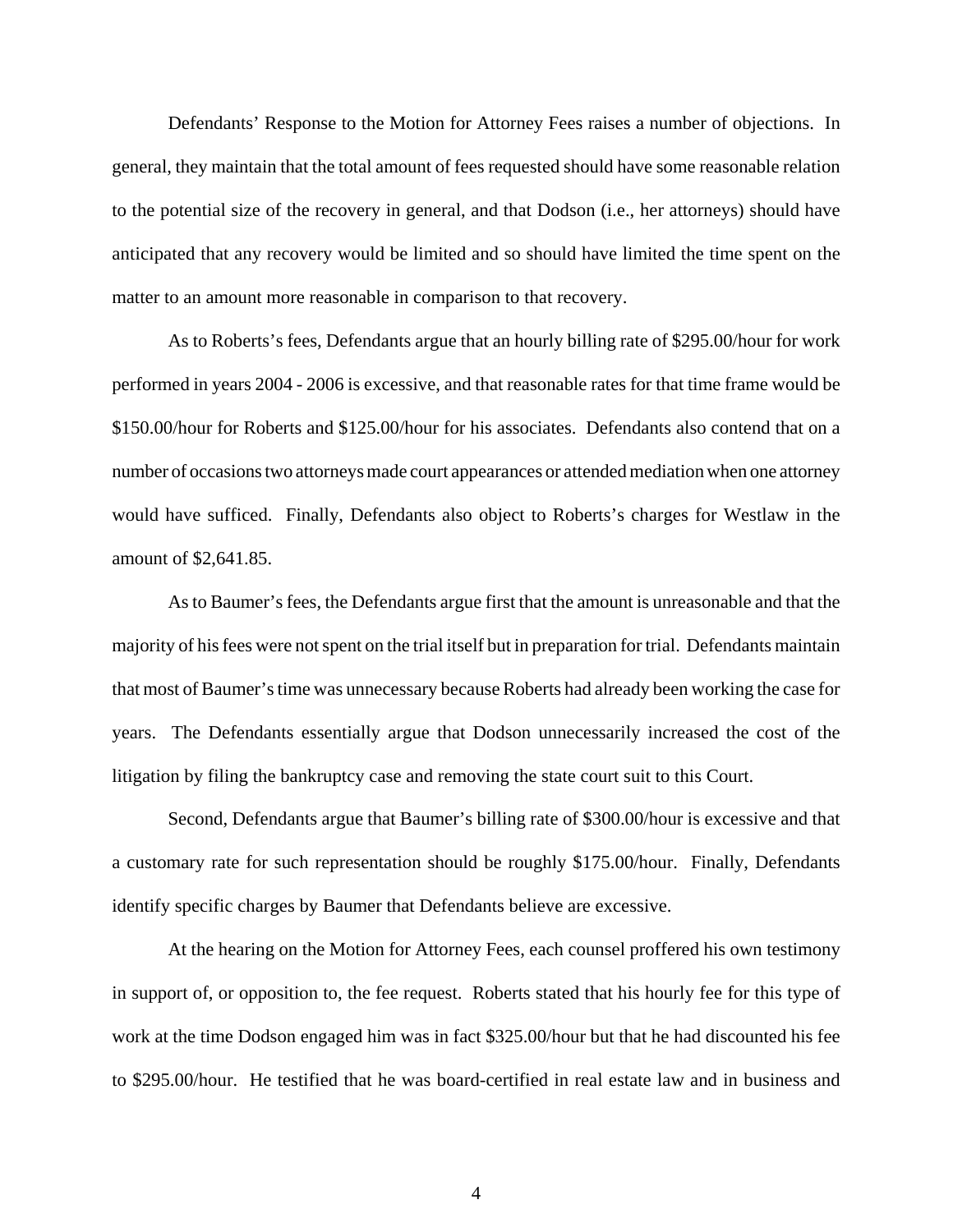Defendants' Response to the Motion for Attorney Fees raises a number of objections. In general, they maintain that the total amount of fees requested should have some reasonable relation to the potential size of the recovery in general, and that Dodson (i.e., her attorneys) should have anticipated that any recovery would be limited and so should have limited the time spent on the matter to an amount more reasonable in comparison to that recovery.

As to Roberts's fees, Defendants argue that an hourly billing rate of $295.00/hour for work performed in years 2004 - 2006 is excessive, and that reasonable rates for that time frame would be $150.00/hour for Roberts and $125.00/hour for his associates. Defendants also contend that on a number of occasions two attorneys made court appearances or attended mediation when one attorney would have sufficed. Finally, Defendants also object to Roberts's charges for Westlaw in the amount of $2,641.85.

As to Baumer's fees, the Defendants argue first that the amount is unreasonable and that the majority of his fees were not spent on the trial itself but in preparation for trial. Defendants maintain that most of Baumer's time was unnecessary because Roberts had already been working the case for years. The Defendants essentially argue that Dodson unnecessarily increased the cost of the litigation by filing the bankruptcy case and removing the state court suit to this Court.

Second, Defendants argue that Baumer's billing rate of $300.00/hour is excessive and that a customary rate for such representation should be roughly $175.00/hour. Finally, Defendants identify specific charges by Baumer that Defendants believe are excessive.

At the hearing on the Motion for Attorney Fees, each counsel proffered his own testimony in support of, or opposition to, the fee request. Roberts stated that his hourly fee for this type of work at the time Dodson engaged him was in fact $325.00/hour but that he had discounted his fee to $295.00/hour. He testified that he was board-certified in real estate law and in business and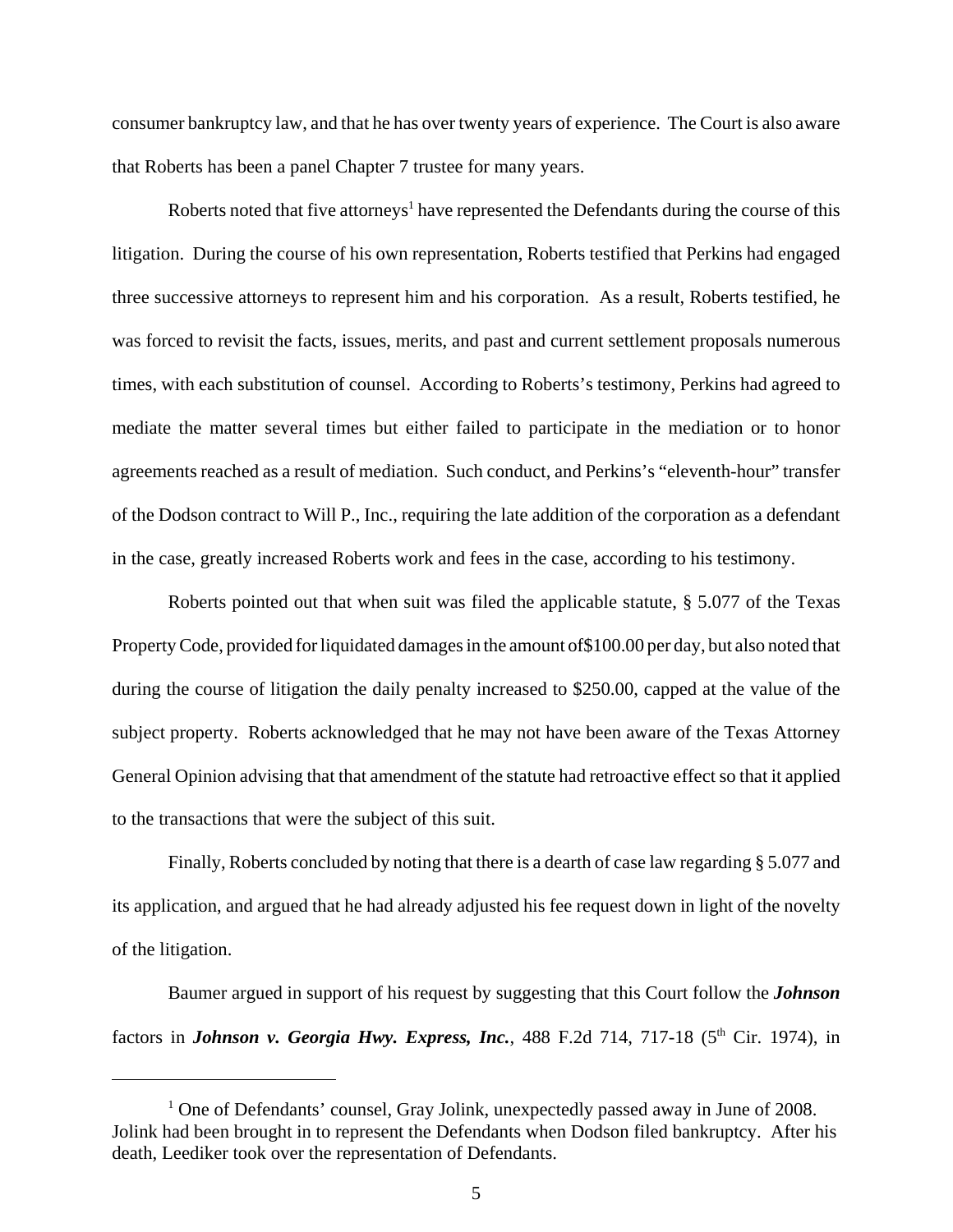consumer bankruptcy law, and that he has over twenty years of experience. The Court is also aware that Roberts has been a panel Chapter 7 trustee for many years.

Roberts noted that five attorneys[1] have represented the Defendants during the course of this litigation. During the course of his own representation, Roberts testified that Perkins had engaged three successive attorneys to represent him and his corporation. As a result, Roberts testified, he was forced to revisit the facts, issues, merits, and past and current settlement proposals numerous times, with each substitution of counsel. According to Roberts's testimony, Perkins had agreed to mediate the matter several times but either failed to participate in the mediation or to honor agreements reached as a result of mediation. Such conduct, and Perkins's "eleventh-hour" transfer of the Dodson contract to Will P., Inc., requiring the late addition of the corporation as a defendant in the case, greatly increased Roberts work and fees in the case, according to his testimony.

Roberts pointed out that when suit was filed the applicable statute, § 5.077 of the Texas Property Code, provided for liquidated damages in the amount of$100.00 per day, but also noted that during the course of litigation the daily penalty increased to $250.00, capped at the value of the subject property. Roberts acknowledged that he may not have been aware of the Texas Attorney General Opinion advising that that amendment of the statute had retroactive effect so that it applied to the transactions that were the subject of this suit.

Finally, Roberts concluded by noting that there is a dearth of case law regarding § 5.077 and its application, and argued that he had already adjusted his fee request down in light of the novelty of the litigation.

Baumer argued in support of his request by suggesting that this Court follow the ***Johnson*** factors in ***Johnson v. Georgia Hwy. Express, Inc.***, 488 F.2d 714, 717-18 (5th Cir. 1974), in

---

[1] One of Defendants' counsel, Gray Jolink, unexpectedly passed away in June of 2008. Jolink had been brought in to represent the Defendants when Dodson filed bankruptcy. After his death, Leediker took over the representation of Defendants.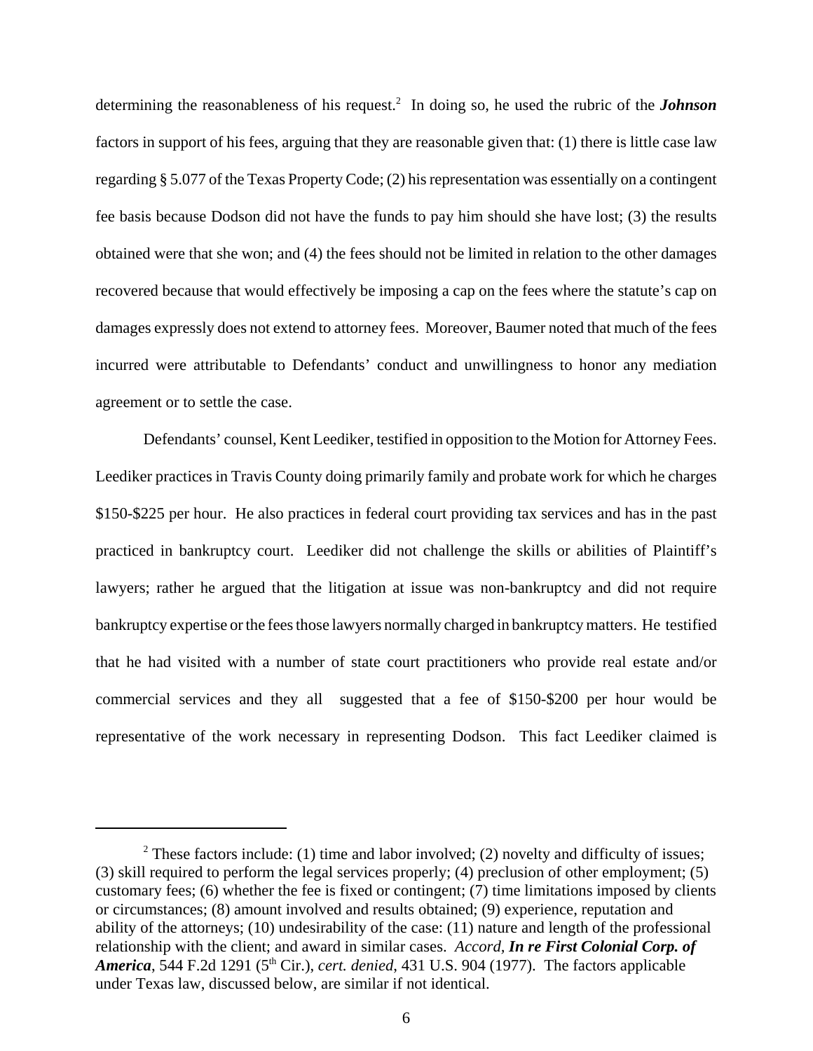determining the reasonableness of his request.[2] In doing so, he used the rubric of the ***Johnson*** factors in support of his fees, arguing that they are reasonable given that: (1) there is little case law regarding § 5.077 of the Texas Property Code; (2) his representation was essentially on a contingent fee basis because Dodson did not have the funds to pay him should she have lost; (3) the results obtained were that she won; and (4) the fees should not be limited in relation to the other damages recovered because that would effectively be imposing a cap on the fees where the statute's cap on damages expressly does not extend to attorney fees. Moreover, Baumer noted that much of the fees incurred were attributable to Defendants' conduct and unwillingness to honor any mediation agreement or to settle the case.

Defendants' counsel, Kent Leediker, testified in opposition to the Motion for Attorney Fees. Leediker practices in Travis County doing primarily family and probate work for which he charges \$150-\$225 per hour. He also practices in federal court providing tax services and has in the past practiced in bankruptcy court. Leediker did not challenge the skills or abilities of Plaintiff's lawyers; rather he argued that the litigation at issue was non-bankruptcy and did not require bankruptcy expertise or the fees those lawyers normally charged in bankruptcy matters. He testified that he had visited with a number of state court practitioners who provide real estate and/or commercial services and they all suggested that a fee of \$150-\$200 per hour would be representative of the work necessary in representing Dodson. This fact Leediker claimed is

---

[2] These factors include: (1) time and labor involved; (2) novelty and difficulty of issues; (3) skill required to perform the legal services properly; (4) preclusion of other employment; (5) customary fees; (6) whether the fee is fixed or contingent; (7) time limitations imposed by clients or circumstances; (8) amount involved and results obtained; (9) experience, reputation and ability of the attorneys; (10) undesirability of the case: (11) nature and length of the professional relationship with the client; and award in similar cases. *Accord*, ***In re First Colonial Corp. of America***, 544 F.2d 1291 (5th Cir.), *cert. denied*, 431 U.S. 904 (1977). The factors applicable under Texas law, discussed below, are similar if not identical.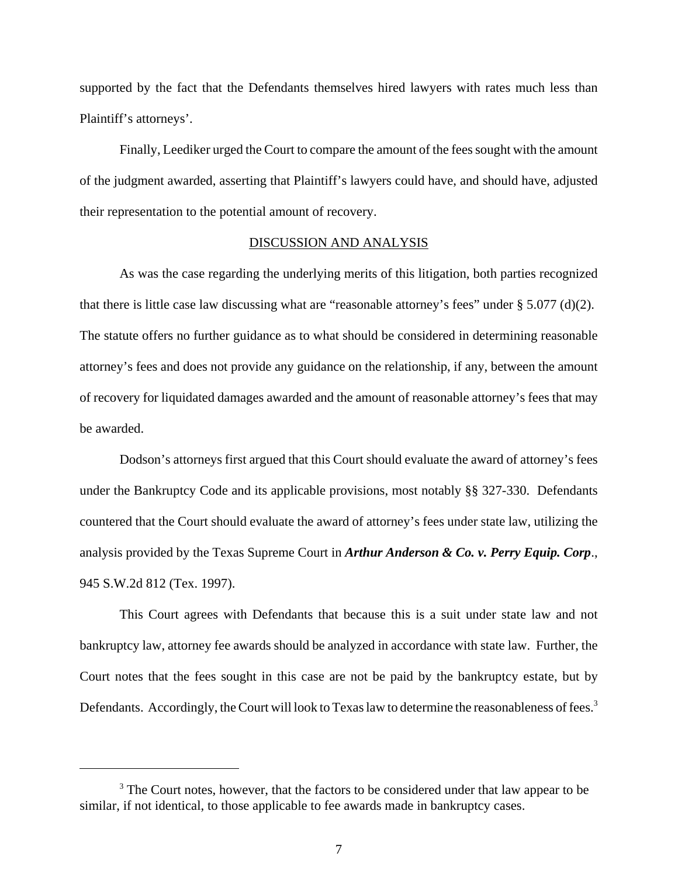supported by the fact that the Defendants themselves hired lawyers with rates much less than Plaintiff's attorneys'.

Finally, Leediker urged the Court to compare the amount of the fees sought with the amount of the judgment awarded, asserting that Plaintiff's lawyers could have, and should have, adjusted their representation to the potential amount of recovery.

## DISCUSSION AND ANALYSIS

As was the case regarding the underlying merits of this litigation, both parties recognized that there is little case law discussing what are "reasonable attorney's fees" under § 5.077 (d)(2). The statute offers no further guidance as to what should be considered in determining reasonable attorney's fees and does not provide any guidance on the relationship, if any, between the amount of recovery for liquidated damages awarded and the amount of reasonable attorney's fees that may be awarded.

Dodson's attorneys first argued that this Court should evaluate the award of attorney's fees under the Bankruptcy Code and its applicable provisions, most notably §§ 327-330. Defendants countered that the Court should evaluate the award of attorney's fees under state law, utilizing the analysis provided by the Texas Supreme Court in ***Arthur Anderson & Co. v. Perry Equip. Corp***., 945 S.W.2d 812 (Tex. 1997).

This Court agrees with Defendants that because this is a suit under state law and not bankruptcy law, attorney fee awards should be analyzed in accordance with state law. Further, the Court notes that the fees sought in this case are not be paid by the bankruptcy estate, but by Defendants. Accordingly, the Court will look to Texas law to determine the reasonableness of fees.[3]

[3] The Court notes, however, that the factors to be considered under that law appear to be similar, if not identical, to those applicable to fee awards made in bankruptcy cases.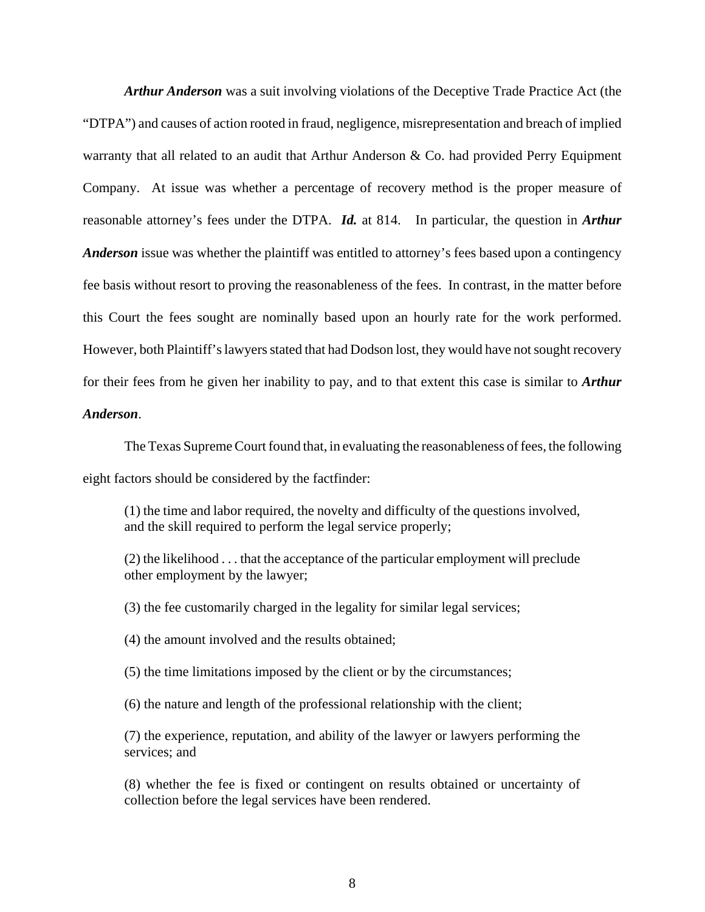***Arthur Anderson*** was a suit involving violations of the Deceptive Trade Practice Act (the "DTPA") and causes of action rooted in fraud, negligence, misrepresentation and breach of implied warranty that all related to an audit that Arthur Anderson & Co. had provided Perry Equipment Company. At issue was whether a percentage of recovery method is the proper measure of reasonable attorney's fees under the DTPA. ***Id.*** at 814. In particular, the question in ***Arthur Anderson*** issue was whether the plaintiff was entitled to attorney's fees based upon a contingency fee basis without resort to proving the reasonableness of the fees. In contrast, in the matter before this Court the fees sought are nominally based upon an hourly rate for the work performed. However, both Plaintiff's lawyers stated that had Dodson lost, they would have not sought recovery for their fees from he given her inability to pay, and to that extent this case is similar to ***Arthur Anderson***.

The Texas Supreme Court found that, in evaluating the reasonableness of fees, the following eight factors should be considered by the factfinder:

> (1) the time and labor required, the novelty and difficulty of the questions involved, and the skill required to perform the legal service properly;
>
> (2) the likelihood . . . that the acceptance of the particular employment will preclude other employment by the lawyer;
>
> (3) the fee customarily charged in the legality for similar legal services;
>
> (4) the amount involved and the results obtained;
>
> (5) the time limitations imposed by the client or by the circumstances;
>
> (6) the nature and length of the professional relationship with the client;
>
> (7) the experience, reputation, and ability of the lawyer or lawyers performing the services; and
>
> (8) whether the fee is fixed or contingent on results obtained or uncertainty of collection before the legal services have been rendered.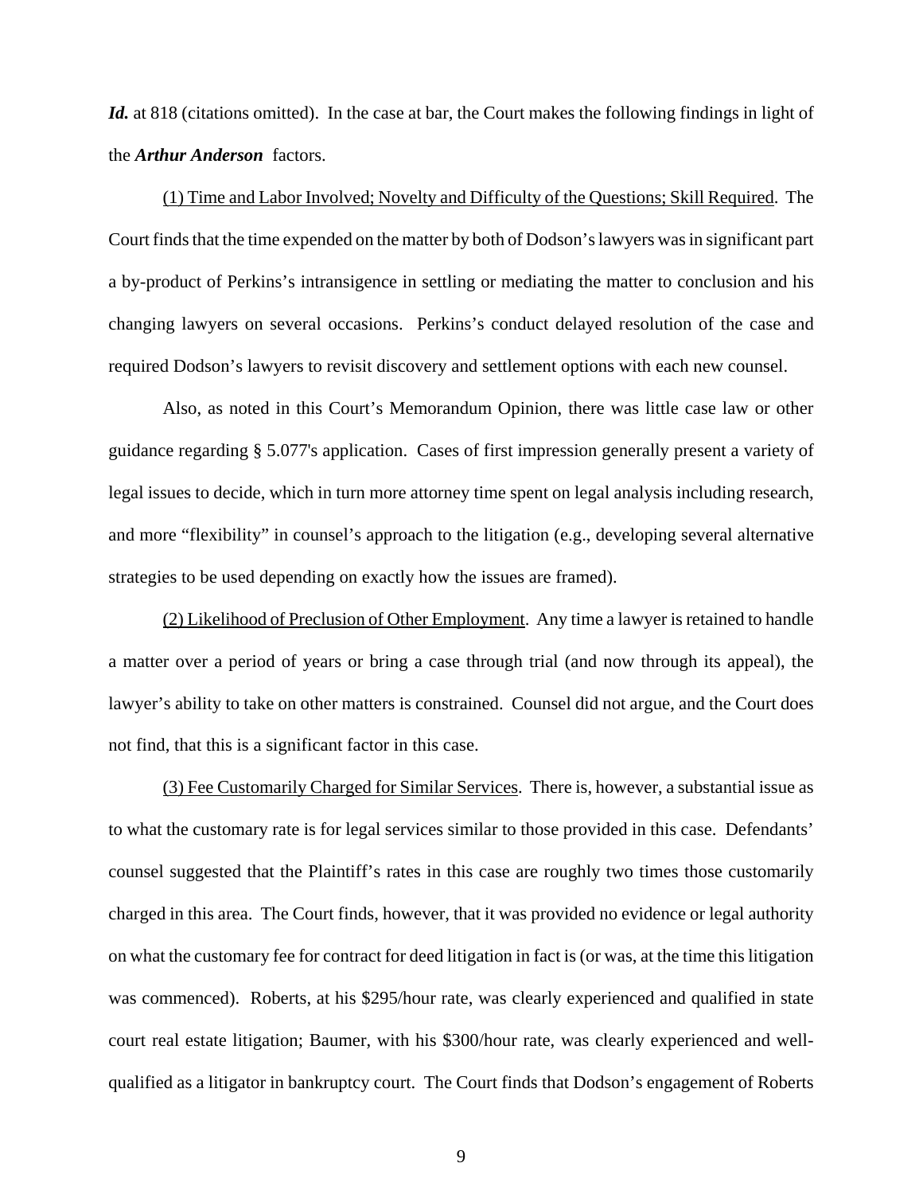***Id.*** at 818 (citations omitted). In the case at bar, the Court makes the following findings in light of the ***Arthur Anderson*** factors.

(1) Time and Labor Involved; Novelty and Difficulty of the Questions; Skill Required. The Court finds that the time expended on the matter by both of Dodson's lawyers was in significant part a by-product of Perkins's intransigence in settling or mediating the matter to conclusion and his changing lawyers on several occasions. Perkins's conduct delayed resolution of the case and required Dodson's lawyers to revisit discovery and settlement options with each new counsel.

Also, as noted in this Court's Memorandum Opinion, there was little case law or other guidance regarding § 5.077's application. Cases of first impression generally present a variety of legal issues to decide, which in turn more attorney time spent on legal analysis including research, and more "flexibility" in counsel's approach to the litigation (e.g., developing several alternative strategies to be used depending on exactly how the issues are framed).

(2) Likelihood of Preclusion of Other Employment. Any time a lawyer is retained to handle a matter over a period of years or bring a case through trial (and now through its appeal), the lawyer's ability to take on other matters is constrained. Counsel did not argue, and the Court does not find, that this is a significant factor in this case.

(3) Fee Customarily Charged for Similar Services. There is, however, a substantial issue as to what the customary rate is for legal services similar to those provided in this case. Defendants' counsel suggested that the Plaintiff's rates in this case are roughly two times those customarily charged in this area. The Court finds, however, that it was provided no evidence or legal authority on what the customary fee for contract for deed litigation in fact is (or was, at the time this litigation was commenced). Roberts, at his $295/hour rate, was clearly experienced and qualified in state court real estate litigation; Baumer, with his $300/hour rate, was clearly experienced and well-qualified as a litigator in bankruptcy court. The Court finds that Dodson's engagement of Roberts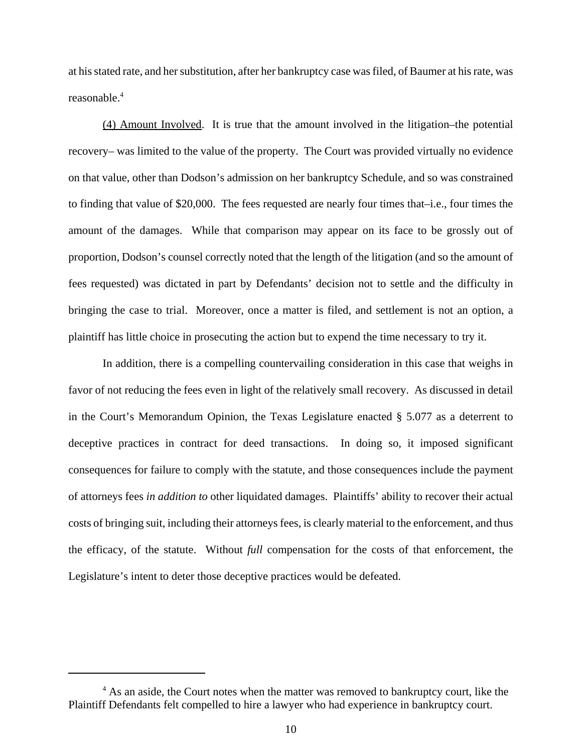at his stated rate, and her substitution, after her bankruptcy case was filed, of Baumer at his rate, was reasonable.[4]

(4) Amount Involved. It is true that the amount involved in the litigation–the potential recovery– was limited to the value of the property. The Court was provided virtually no evidence on that value, other than Dodson's admission on her bankruptcy Schedule, and so was constrained to finding that value of $20,000. The fees requested are nearly four times that–i.e., four times the amount of the damages. While that comparison may appear on its face to be grossly out of proportion, Dodson's counsel correctly noted that the length of the litigation (and so the amount of fees requested) was dictated in part by Defendants' decision not to settle and the difficulty in bringing the case to trial. Moreover, once a matter is filed, and settlement is not an option, a plaintiff has little choice in prosecuting the action but to expend the time necessary to try it.

In addition, there is a compelling countervailing consideration in this case that weighs in favor of not reducing the fees even in light of the relatively small recovery. As discussed in detail in the Court's Memorandum Opinion, the Texas Legislature enacted § 5.077 as a deterrent to deceptive practices in contract for deed transactions. In doing so, it imposed significant consequences for failure to comply with the statute, and those consequences include the payment of attorneys fees *in addition to* other liquidated damages. Plaintiffs' ability to recover their actual costs of bringing suit, including their attorneys fees, is clearly material to the enforcement, and thus the efficacy, of the statute. Without *full* compensation for the costs of that enforcement, the Legislature's intent to deter those deceptive practices would be defeated.

---

[4] As an aside, the Court notes when the matter was removed to bankruptcy court, like the Plaintiff Defendants felt compelled to hire a lawyer who had experience in bankruptcy court.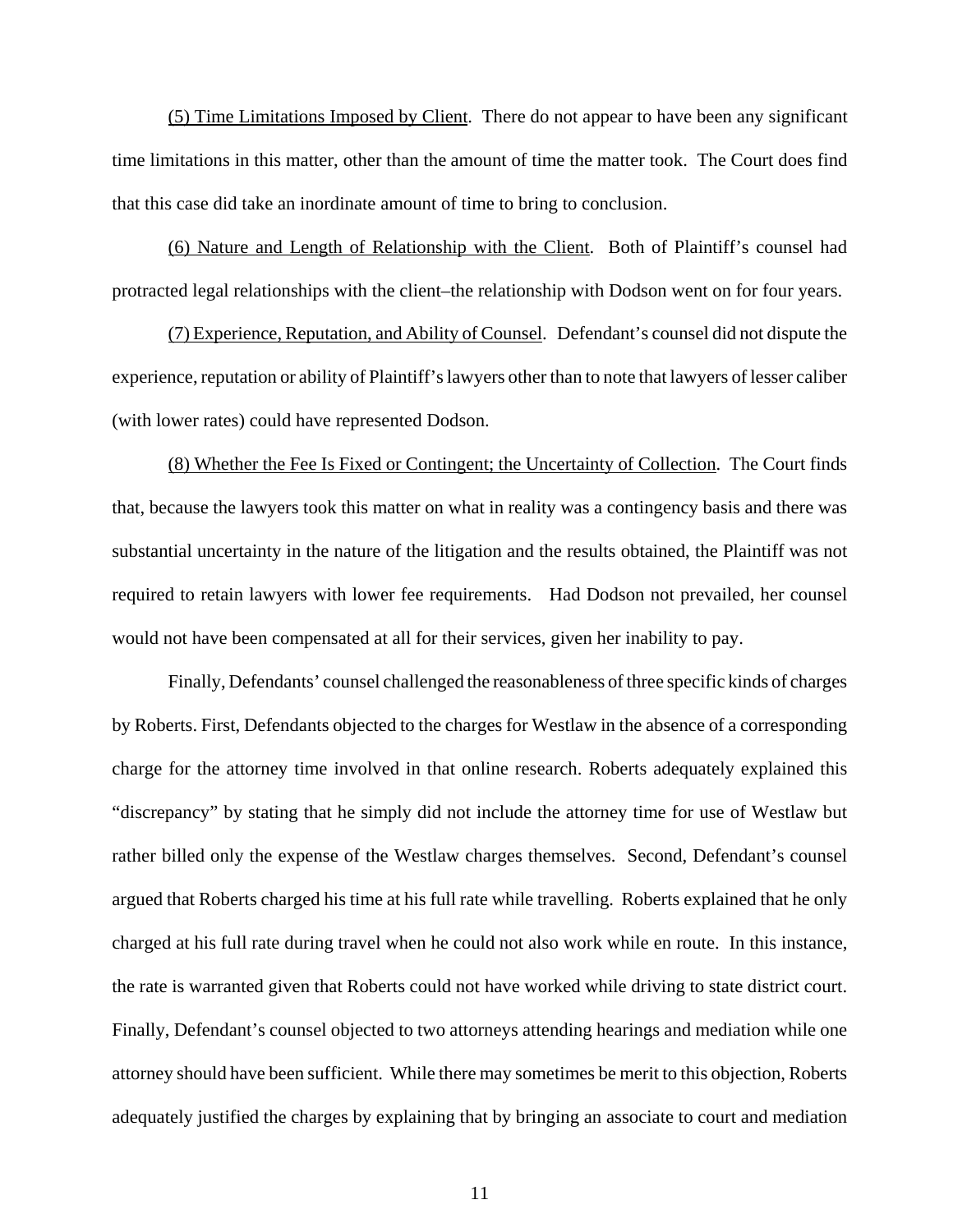<u>(5) Time Limitations Imposed by Client</u>. There do not appear to have been any significant time limitations in this matter, other than the amount of time the matter took. The Court does find that this case did take an inordinate amount of time to bring to conclusion.

<u>(6) Nature and Length of Relationship with the Client</u>. Both of Plaintiff's counsel had protracted legal relationships with the client–the relationship with Dodson went on for four years.

<u>(7) Experience, Reputation, and Ability of Counsel</u>. Defendant's counsel did not dispute the experience, reputation or ability of Plaintiff's lawyers other than to note that lawyers of lesser caliber (with lower rates) could have represented Dodson.

<u>(8) Whether the Fee Is Fixed or Contingent; the Uncertainty of Collection</u>. The Court finds that, because the lawyers took this matter on what in reality was a contingency basis and there was substantial uncertainty in the nature of the litigation and the results obtained, the Plaintiff was not required to retain lawyers with lower fee requirements. Had Dodson not prevailed, her counsel would not have been compensated at all for their services, given her inability to pay.

Finally, Defendants' counsel challenged the reasonableness of three specific kinds of charges by Roberts. First, Defendants objected to the charges for Westlaw in the absence of a corresponding charge for the attorney time involved in that online research. Roberts adequately explained this "discrepancy" by stating that he simply did not include the attorney time for use of Westlaw but rather billed only the expense of the Westlaw charges themselves. Second, Defendant's counsel argued that Roberts charged his time at his full rate while travelling. Roberts explained that he only charged at his full rate during travel when he could not also work while en route. In this instance, the rate is warranted given that Roberts could not have worked while driving to state district court. Finally, Defendant's counsel objected to two attorneys attending hearings and mediation while one attorney should have been sufficient. While there may sometimes be merit to this objection, Roberts adequately justified the charges by explaining that by bringing an associate to court and mediation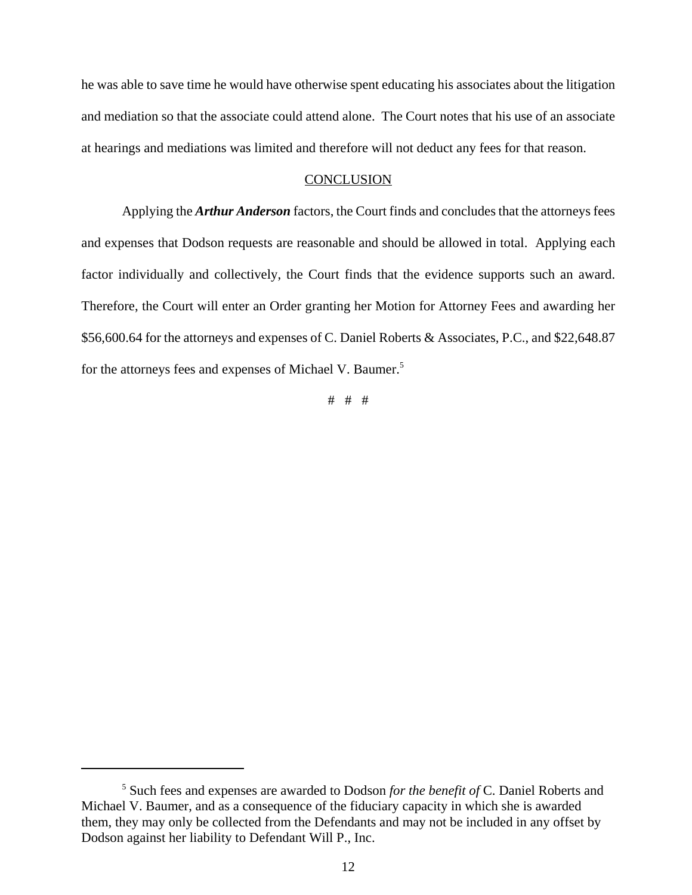he was able to save time he would have otherwise spent educating his associates about the litigation and mediation so that the associate could attend alone. The Court notes that his use of an associate at hearings and mediations was limited and therefore will not deduct any fees for that reason.

## CONCLUSION

Applying the ***Arthur Anderson*** factors, the Court finds and concludes that the attorneys fees and expenses that Dodson requests are reasonable and should be allowed in total. Applying each factor individually and collectively, the Court finds that the evidence supports such an award. Therefore, the Court will enter an Order granting her Motion for Attorney Fees and awarding her $56,600.64 for the attorneys and expenses of C. Daniel Roberts & Associates, P.C., and $22,648.87 for the attorneys fees and expenses of Michael V. Baumer.[5]

# # #

[5] Such fees and expenses are awarded to Dodson *for the benefit of* C. Daniel Roberts and Michael V. Baumer, and as a consequence of the fiduciary capacity in which she is awarded them, they may only be collected from the Defendants and may not be included in any offset by Dodson against her liability to Defendant Will P., Inc.